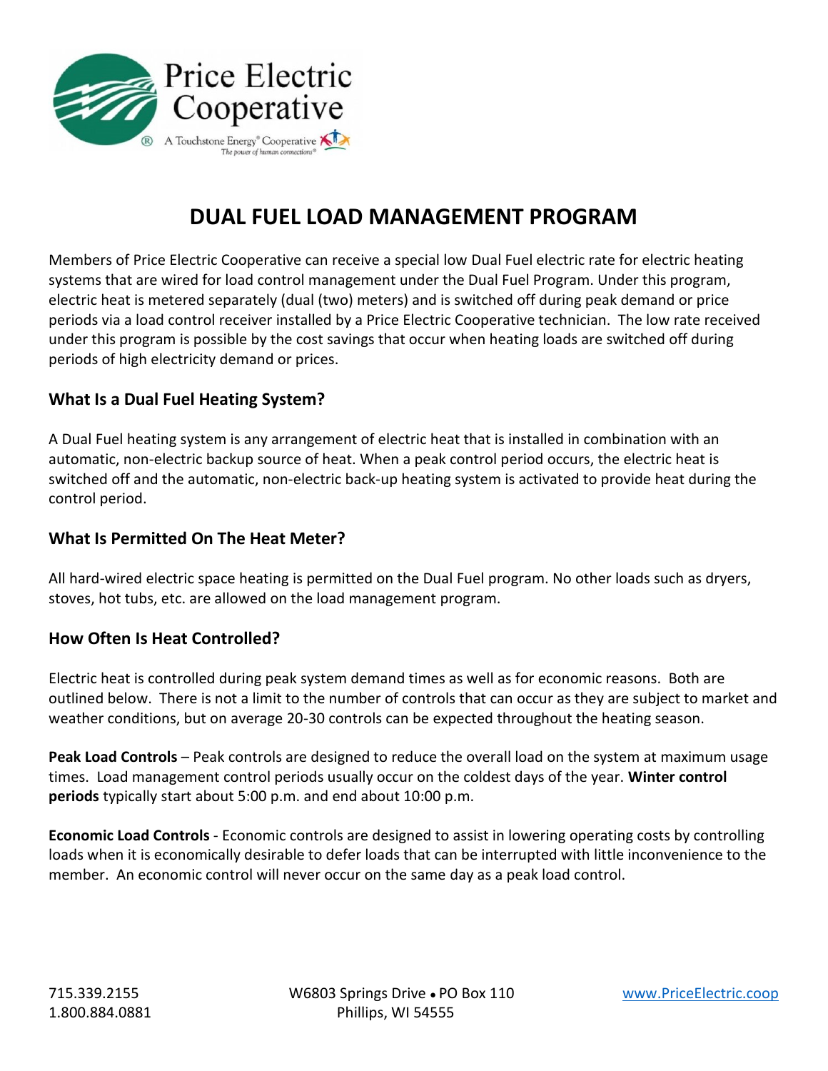Price Electric Cooperative

A Touchstone Energy® Cooperative

*The power of human connections®*

# DUAL FUEL LOAD MANAGEMENT PROGRAM

Members of Price Electric Cooperative can receive a special low Dual Fuel electric rate for electric heating systems that are wired for load control management under the Dual Fuel Program. Under this program, electric heat is metered separately (dual (two) meters) and is switched off during peak demand or price periods via a load control receiver installed by a Price Electric Cooperative technician. The low rate received under this program is possible by the cost savings that occur when heating loads are switched off during periods of high electricity demand or prices.

## What Is a Dual Fuel Heating System?

A Dual Fuel heating system is any arrangement of electric heat that is installed in combination with an automatic, non-electric backup source of heat. When a peak control period occurs, the electric heat is switched off and the automatic, non-electric back-up heating system is activated to provide heat during the control period.

## What Is Permitted On The Heat Meter?

All hard-wired electric space heating is permitted on the Dual Fuel program. No other loads such as dryers, stoves, hot tubs, etc. are allowed on the load management program.

## How Often Is Heat Controlled?

Electric heat is controlled during peak system demand times as well as for economic reasons. Both are outlined below. There is not a limit to the number of controls that can occur as they are subject to market and weather conditions, but on average 20-30 controls can be expected throughout the heating season.

**Peak Load Controls** – Peak controls are designed to reduce the overall load on the system at maximum usage times. Load management control periods usually occur on the coldest days of the year. **Winter control periods** typically start about 5:00 p.m. and end about 10:00 p.m.

**Economic Load Controls** - Economic controls are designed to assist in lowering operating costs by controlling loads when it is economically desirable to defer loads that can be interrupted with little inconvenience to the member. An economic control will never occur on the same day as a peak load control.

715.339.2155
1.800.884.0881

W6803 Springs Drive • PO Box 110
Phillips, WI 54555

www.PriceElectric.coop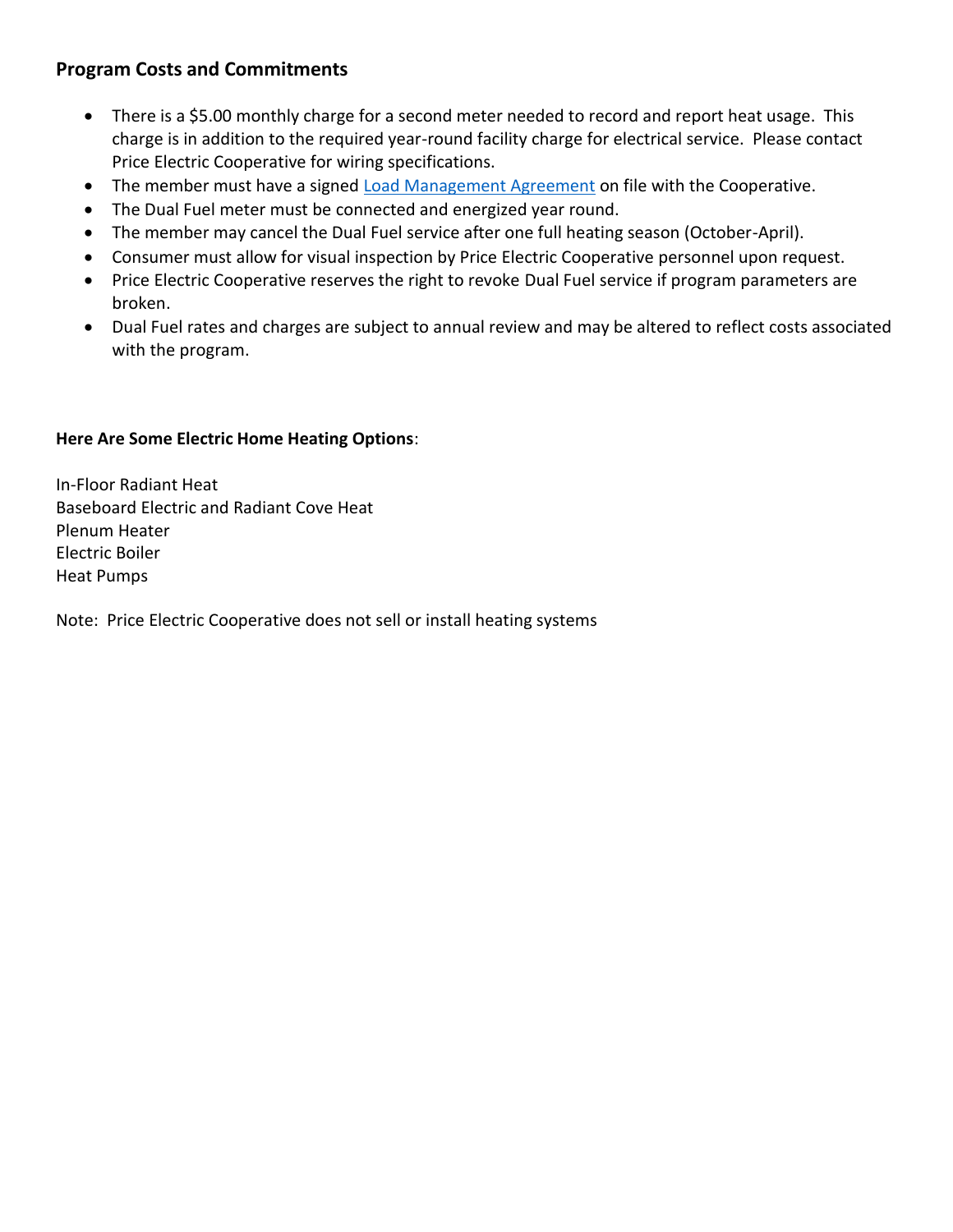### Program Costs and Commitments

- There is a $5.00 monthly charge for a second meter needed to record and report heat usage. This charge is in addition to the required year-round facility charge for electrical service. Please contact Price Electric Cooperative for wiring specifications.
- The member must have a signed Load Management Agreement on file with the Cooperative.
- The Dual Fuel meter must be connected and energized year round.
- The member may cancel the Dual Fuel service after one full heating season (October-April).
- Consumer must allow for visual inspection by Price Electric Cooperative personnel upon request.
- Price Electric Cooperative reserves the right to revoke Dual Fuel service if program parameters are broken.
- Dual Fuel rates and charges are subject to annual review and may be altered to reflect costs associated with the program.

**Here Are Some Electric Home Heating Options**:

In-Floor Radiant Heat
Baseboard Electric and Radiant Cove Heat
Plenum Heater
Electric Boiler
Heat Pumps

Note: Price Electric Cooperative does not sell or install heating systems